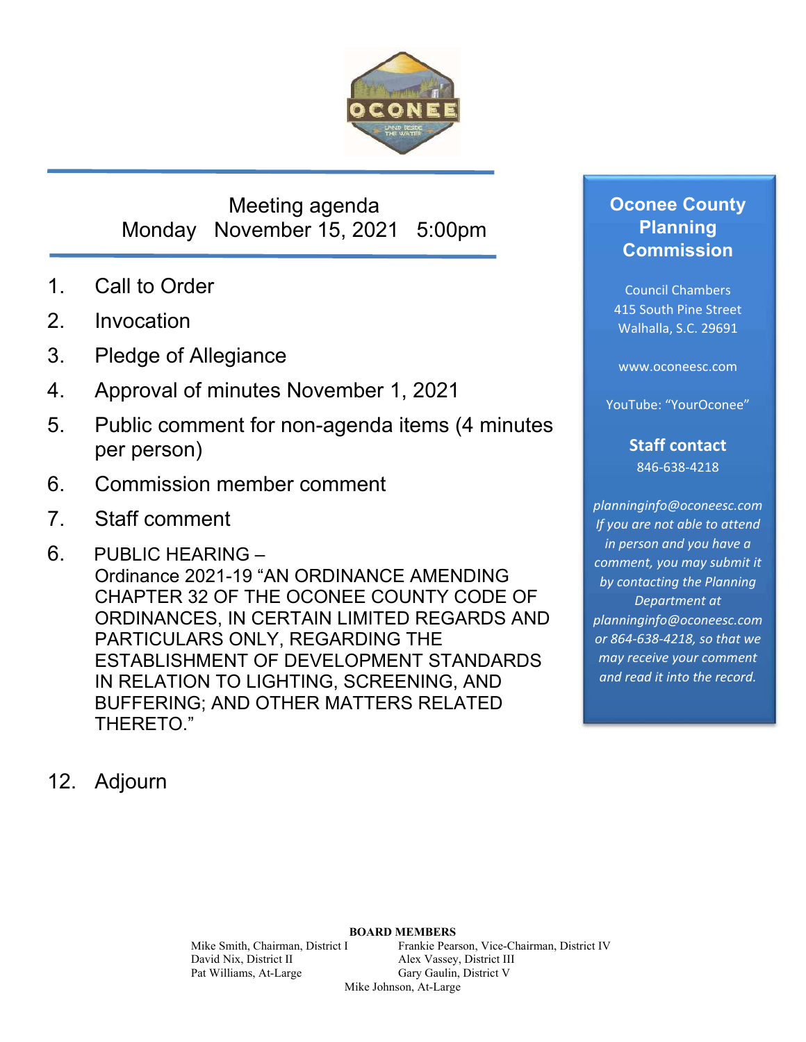Meeting agenda
Monday November 15, 2021 5:00pm

1. Call to Order
2. Invocation
3. Pledge of Allegiance
4. Approval of minutes November 1, 2021
5. Public comment for non-agenda items (4 minutes per person)
6. Commission member comment
7. Staff comment

6. PUBLIC HEARING – Ordinance 2021-19 "AN ORDINANCE AMENDING CHAPTER 32 OF THE OCONEE COUNTY CODE OF ORDINANCES, IN CERTAIN LIMITED REGARDS AND PARTICULARS ONLY, REGARDING THE ESTABLISHMENT OF DEVELOPMENT STANDARDS IN RELATION TO LIGHTING, SCREENING, AND BUFFERING; AND OTHER MATTERS RELATED THERETO."

12. Adjourn

## Oconee County Planning Commission

Council Chambers
415 South Pine Street
Walhalla, S.C. 29691

www.oconeesc.com

YouTube: "YourOconee"

**Staff contact**
846-638-4218

*planninginfo@oconeesc.com*
*If you are not able to attend in person and you have a comment, you may submit it by contacting the Planning Department at planninginfo@oconeesc.com or 864-638-4218, so that we may receive your comment and read it into the record.*

**BOARD MEMBERS**

Mike Smith, Chairman, District I
Frankie Pearson, Vice-Chairman, District IV
David Nix, District II
Alex Vassey, District III
Pat Williams, At-Large
Gary Gaulin, District V
Mike Johnson, At-Large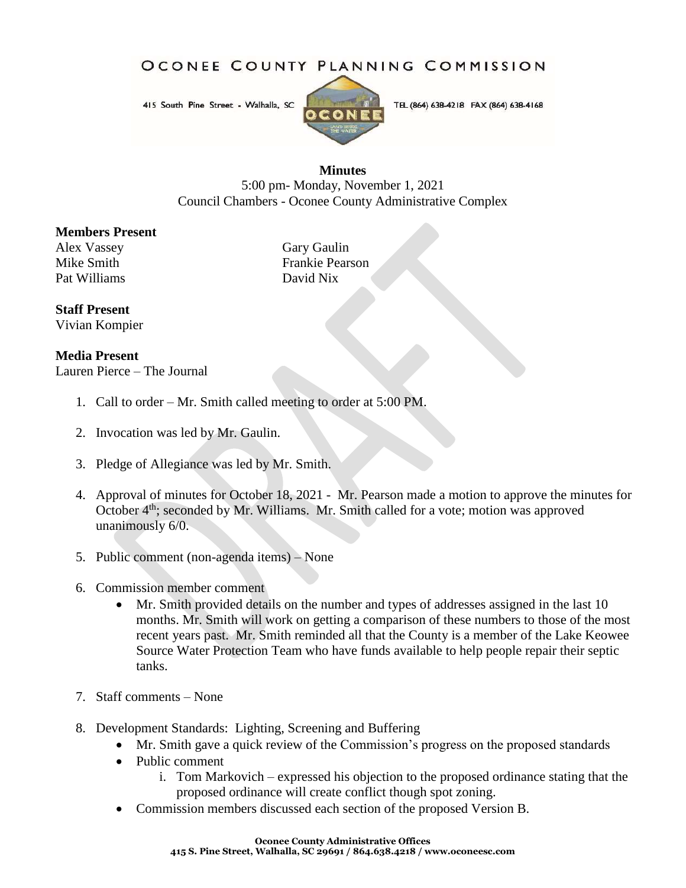# OCONEE COUNTY PLANNING COMMISSION

415 South Pine Street - Walhalla, SC TEL (864) 638-4218 FAX (864) 638-4168

**Minutes**

5:00 pm- Monday, November 1, 2021

Council Chambers - Oconee County Administrative Complex

**Members Present**

Alex Vassey
Mike Smith
Pat Williams
Gary Gaulin
Frankie Pearson
David Nix

**Staff Present**

Vivian Kompier

**Media Present**

Lauren Pierce – The Journal

1. Call to order – Mr. Smith called meeting to order at 5:00 PM.

2. Invocation was led by Mr. Gaulin.

3. Pledge of Allegiance was led by Mr. Smith.

4. Approval of minutes for October 18, 2021 - Mr. Pearson made a motion to approve the minutes for October 4th; seconded by Mr. Williams. Mr. Smith called for a vote; motion was approved unanimously 6/0.

5. Public comment (non-agenda items) – None

6. Commission member comment
   - Mr. Smith provided details on the number and types of addresses assigned in the last 10 months. Mr. Smith will work on getting a comparison of these numbers to those of the most recent years past. Mr. Smith reminded all that the County is a member of the Lake Keowee Source Water Protection Team who have funds available to help people repair their septic tanks.

7. Staff comments – None

8. Development Standards: Lighting, Screening and Buffering
   - Mr. Smith gave a quick review of the Commission's progress on the proposed standards
   - Public comment
     i. Tom Markovich – expressed his objection to the proposed ordinance stating that the proposed ordinance will create conflict though spot zoning.
   - Commission members discussed each section of the proposed Version B.

**Oconee County Administrative Offices**
**415 S. Pine Street, Walhalla, SC 29691 / 864.638.4218 / www.oconeesc.com**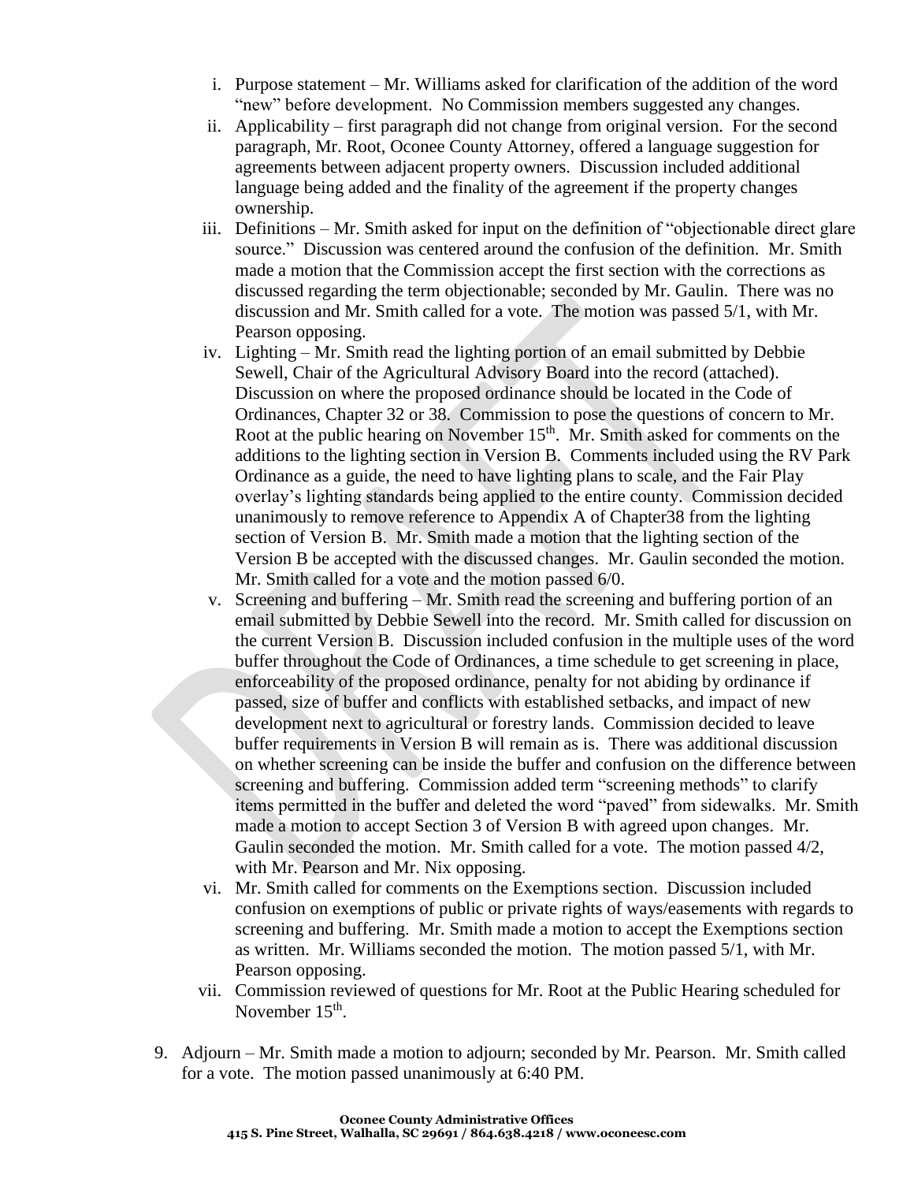i. Purpose statement – Mr. Williams asked for clarification of the addition of the word "new" before development. No Commission members suggested any changes.
ii. Applicability – first paragraph did not change from original version. For the second paragraph, Mr. Root, Oconee County Attorney, offered a language suggestion for agreements between adjacent property owners. Discussion included additional language being added and the finality of the agreement if the property changes ownership.
iii. Definitions – Mr. Smith asked for input on the definition of "objectionable direct glare source." Discussion was centered around the confusion of the definition. Mr. Smith made a motion that the Commission accept the first section with the corrections as discussed regarding the term objectionable; seconded by Mr. Gaulin. There was no discussion and Mr. Smith called for a vote. The motion was passed 5/1, with Mr. Pearson opposing.
iv. Lighting – Mr. Smith read the lighting portion of an email submitted by Debbie Sewell, Chair of the Agricultural Advisory Board into the record (attached). Discussion on where the proposed ordinance should be located in the Code of Ordinances, Chapter 32 or 38. Commission to pose the questions of concern to Mr. Root at the public hearing on November 15th. Mr. Smith asked for comments on the additions to the lighting section in Version B. Comments included using the RV Park Ordinance as a guide, the need to have lighting plans to scale, and the Fair Play overlay's lighting standards being applied to the entire county. Commission decided unanimously to remove reference to Appendix A of Chapter38 from the lighting section of Version B. Mr. Smith made a motion that the lighting section of the Version B be accepted with the discussed changes. Mr. Gaulin seconded the motion. Mr. Smith called for a vote and the motion passed 6/0.
v. Screening and buffering – Mr. Smith read the screening and buffering portion of an email submitted by Debbie Sewell into the record. Mr. Smith called for discussion on the current Version B. Discussion included confusion in the multiple uses of the word buffer throughout the Code of Ordinances, a time schedule to get screening in place, enforceability of the proposed ordinance, penalty for not abiding by ordinance if passed, size of buffer and conflicts with established setbacks, and impact of new development next to agricultural or forestry lands. Commission decided to leave buffer requirements in Version B will remain as is. There was additional discussion on whether screening can be inside the buffer and confusion on the difference between screening and buffering. Commission added term "screening methods" to clarify items permitted in the buffer and deleted the word "paved" from sidewalks. Mr. Smith made a motion to accept Section 3 of Version B with agreed upon changes. Mr. Gaulin seconded the motion. Mr. Smith called for a vote. The motion passed 4/2, with Mr. Pearson and Mr. Nix opposing.
vi. Mr. Smith called for comments on the Exemptions section. Discussion included confusion on exemptions of public or private rights of ways/easements with regards to screening and buffering. Mr. Smith made a motion to accept the Exemptions section as written. Mr. Williams seconded the motion. The motion passed 5/1, with Mr. Pearson opposing.
vii. Commission reviewed of questions for Mr. Root at the Public Hearing scheduled for November 15th.

9. Adjourn – Mr. Smith made a motion to adjourn; seconded by Mr. Pearson. Mr. Smith called for a vote. The motion passed unanimously at 6:40 PM.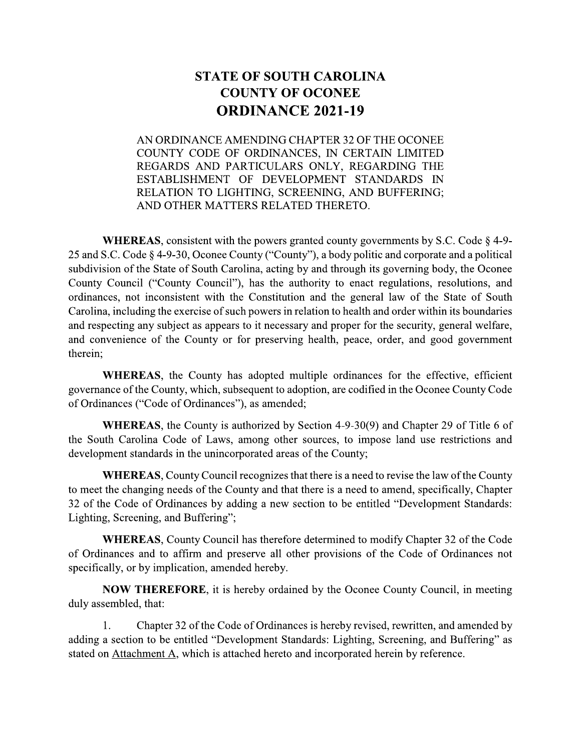# STATE OF SOUTH CAROLINA
# COUNTY OF OCONEE
# ORDINANCE 2021-19

AN ORDINANCE AMENDING CHAPTER 32 OF THE OCONEE COUNTY CODE OF ORDINANCES, IN CERTAIN LIMITED REGARDS AND PARTICULARS ONLY, REGARDING THE ESTABLISHMENT OF DEVELOPMENT STANDARDS IN RELATION TO LIGHTING, SCREENING, AND BUFFERING; AND OTHER MATTERS RELATED THERETO.

**WHEREAS**, consistent with the powers granted county governments by S.C. Code § 4-9-25 and S.C. Code § 4-9-30, Oconee County ("County"), a body politic and corporate and a political subdivision of the State of South Carolina, acting by and through its governing body, the Oconee County Council ("County Council"), has the authority to enact regulations, resolutions, and ordinances, not inconsistent with the Constitution and the general law of the State of South Carolina, including the exercise of such powers in relation to health and order within its boundaries and respecting any subject as appears to it necessary and proper for the security, general welfare, and convenience of the County or for preserving health, peace, order, and good government therein;

**WHEREAS**, the County has adopted multiple ordinances for the effective, efficient governance of the County, which, subsequent to adoption, are codified in the Oconee County Code of Ordinances ("Code of Ordinances"), as amended;

**WHEREAS**, the County is authorized by Section 4-9-30(9) and Chapter 29 of Title 6 of the South Carolina Code of Laws, among other sources, to impose land use restrictions and development standards in the unincorporated areas of the County;

**WHEREAS**, County Council recognizes that there is a need to revise the law of the County to meet the changing needs of the County and that there is a need to amend, specifically, Chapter 32 of the Code of Ordinances by adding a new section to be entitled "Development Standards: Lighting, Screening, and Buffering";

**WHEREAS**, County Council has therefore determined to modify Chapter 32 of the Code of Ordinances and to affirm and preserve all other provisions of the Code of Ordinances not specifically, or by implication, amended hereby.

**NOW THEREFORE**, it is hereby ordained by the Oconee County Council, in meeting duly assembled, that:

1. Chapter 32 of the Code of Ordinances is hereby revised, rewritten, and amended by adding a section to be entitled "Development Standards: Lighting, Screening, and Buffering" as stated on Attachment A, which is attached hereto and incorporated herein by reference.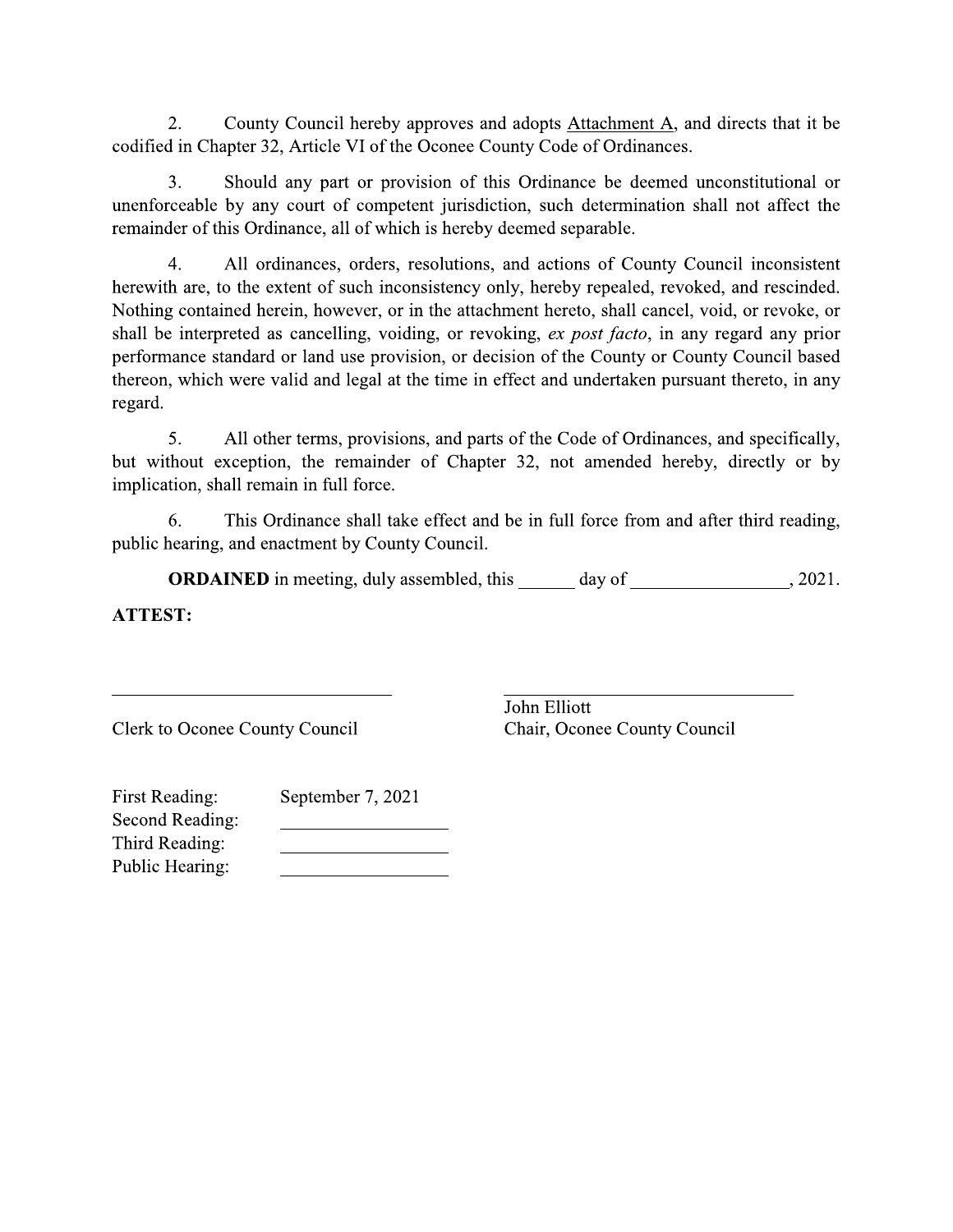2. County Council hereby approves and adopts Attachment A, and directs that it be codified in Chapter 32, Article VI of the Oconee County Code of Ordinances.

3. Should any part or provision of this Ordinance be deemed unconstitutional or unenforceable by any court of competent jurisdiction, such determination shall not affect the remainder of this Ordinance, all of which is hereby deemed separable.

4. All ordinances, orders, resolutions, and actions of County Council inconsistent herewith are, to the extent of such inconsistency only, hereby repealed, revoked, and rescinded. Nothing contained herein, however, or in the attachment hereto, shall cancel, void, or revoke, or shall be interpreted as cancelling, voiding, or revoking, *ex post facto*, in any regard any prior performance standard or land use provision, or decision of the County or County Council based thereon, which were valid and legal at the time in effect and undertaken pursuant thereto, in any regard.

5. All other terms, provisions, and parts of the Code of Ordinances, and specifically, but without exception, the remainder of Chapter 32, not amended hereby, directly or by implication, shall remain in full force.

6. This Ordinance shall take effect and be in full force from and after third reading, public hearing, and enactment by County Council.

**ORDAINED** in meeting, duly assembled, this ______ day of ________________, 2021.

**ATTEST:**

______________________________
Clerk to Oconee County Council

______________________________
John Elliott
Chair, Oconee County Council

First Reading: September 7, 2021
Second Reading: ________________
Third Reading: ________________
Public Hearing: ________________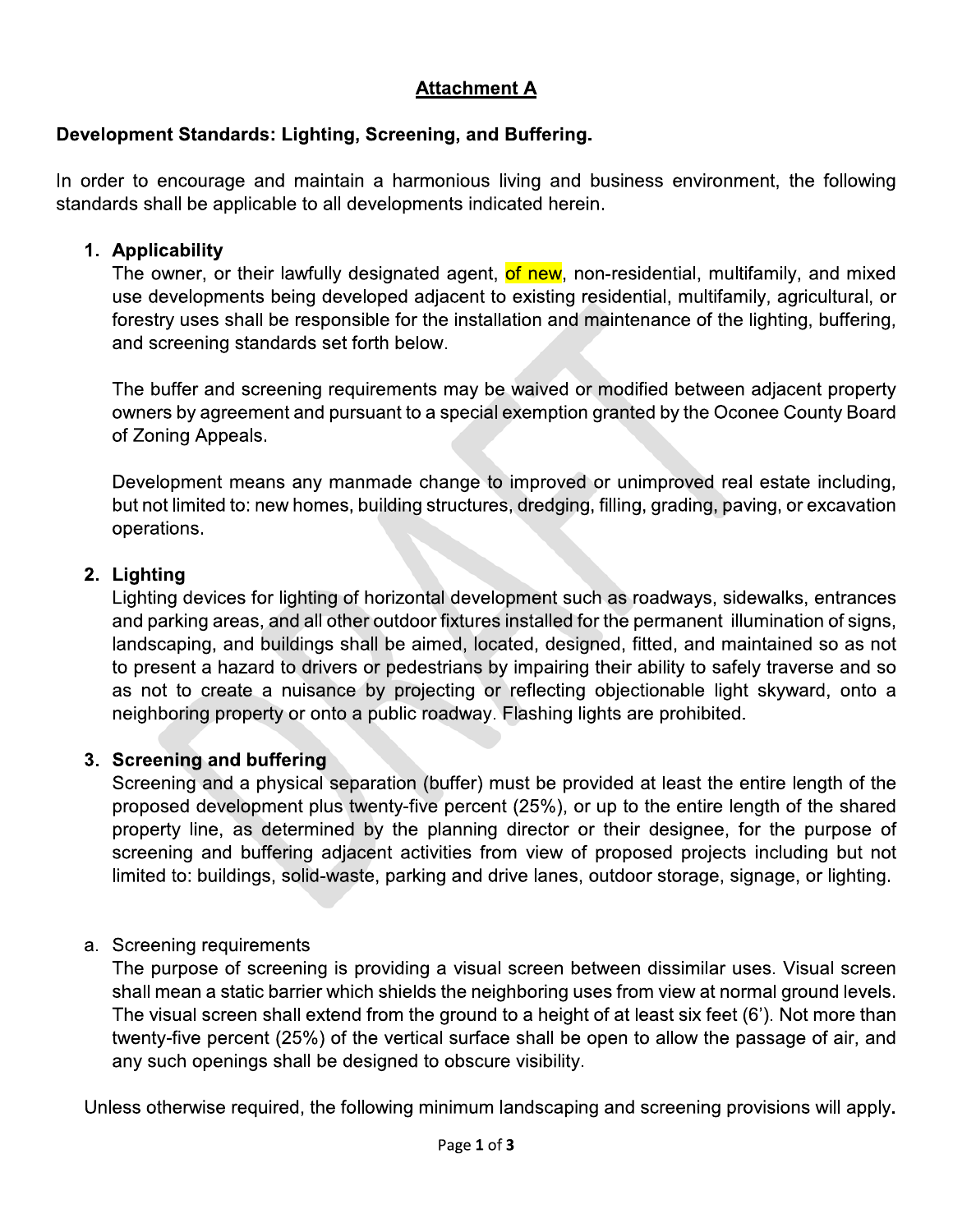## Attachment A

**Development Standards: Lighting, Screening, and Buffering.**

In order to encourage and maintain a harmonious living and business environment, the following standards shall be applicable to all developments indicated herein.

1. **Applicability**

   The owner, or their lawfully designated agent, of new, non-residential, multifamily, and mixed use developments being developed adjacent to existing residential, multifamily, agricultural, or forestry uses shall be responsible for the installation and maintenance of the lighting, buffering, and screening standards set forth below.

   The buffer and screening requirements may be waived or modified between adjacent property owners by agreement and pursuant to a special exemption granted by the Oconee County Board of Zoning Appeals.

   Development means any manmade change to improved or unimproved real estate including, but not limited to: new homes, building structures, dredging, filling, grading, paving, or excavation operations.

2. **Lighting**

   Lighting devices for lighting of horizontal development such as roadways, sidewalks, entrances and parking areas, and all other outdoor fixtures installed for the permanent illumination of signs, landscaping, and buildings shall be aimed, located, designed, fitted, and maintained so as not to present a hazard to drivers or pedestrians by impairing their ability to safely traverse and so as not to create a nuisance by projecting or reflecting objectionable light skyward, onto a neighboring property or onto a public roadway. Flashing lights are prohibited.

3. **Screening and buffering**

   Screening and a physical separation (buffer) must be provided at least the entire length of the proposed development plus twenty-five percent (25%), or up to the entire length of the shared property line, as determined by the planning director or their designee, for the purpose of screening and buffering adjacent activities from view of proposed projects including but not limited to: buildings, solid-waste, parking and drive lanes, outdoor storage, signage, or lighting.

a. Screening requirements

   The purpose of screening is providing a visual screen between dissimilar uses. Visual screen shall mean a static barrier which shields the neighboring uses from view at normal ground levels. The visual screen shall extend from the ground to a height of at least six feet (6'). Not more than twenty-five percent (25%) of the vertical surface shall be open to allow the passage of air, and any such openings shall be designed to obscure visibility.

Unless otherwise required, the following minimum landscaping and screening provisions will apply.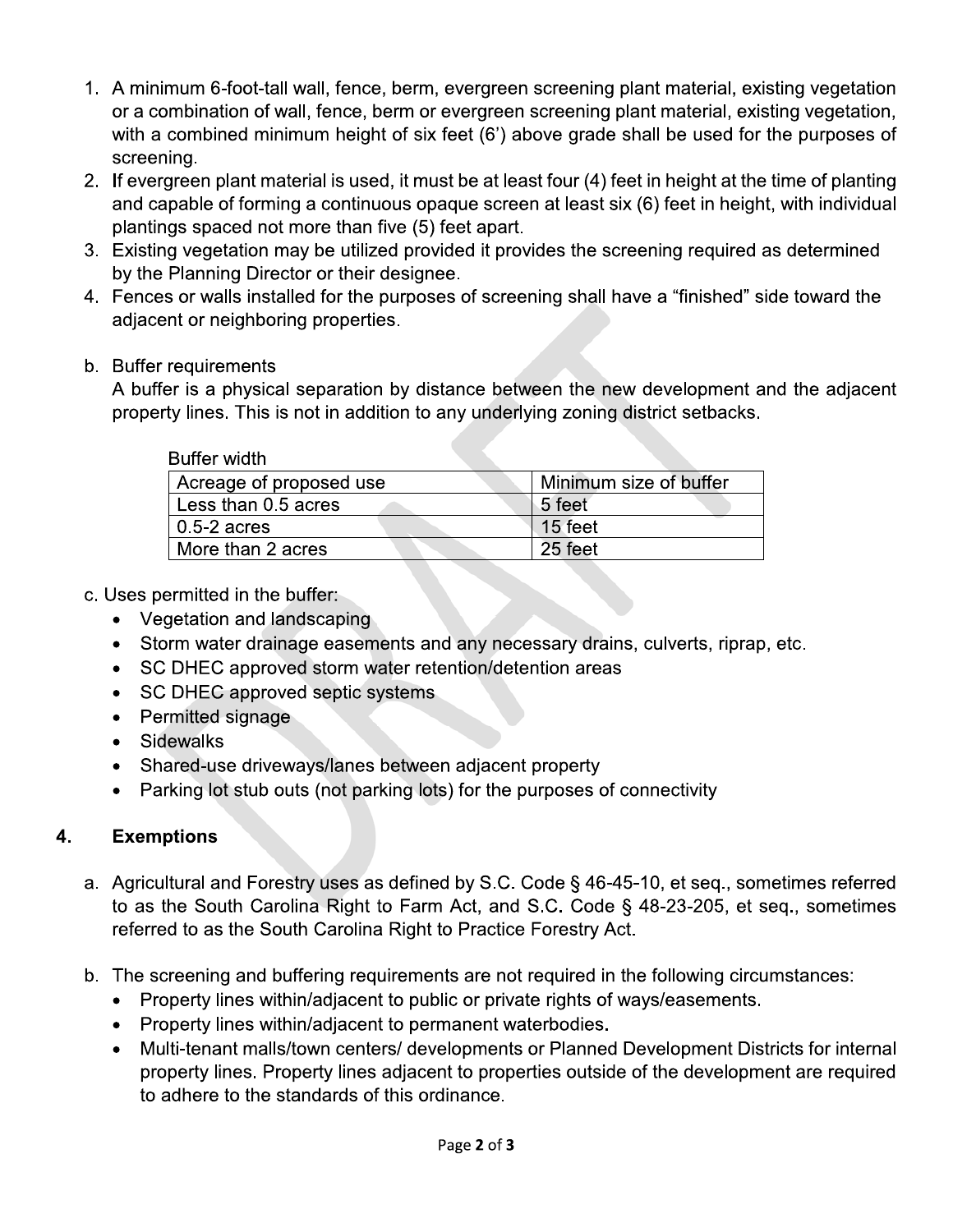1. A minimum 6-foot-tall wall, fence, berm, evergreen screening plant material, existing vegetation or a combination of wall, fence, berm or evergreen screening plant material, existing vegetation, with a combined minimum height of six feet (6') above grade shall be used for the purposes of screening.
2. If evergreen plant material is used, it must be at least four (4) feet in height at the time of planting and capable of forming a continuous opaque screen at least six (6) feet in height, with individual plantings spaced not more than five (5) feet apart.
3. Existing vegetation may be utilized provided it provides the screening required as determined by the Planning Director or their designee.
4. Fences or walls installed for the purposes of screening shall have a "finished" side toward the adjacent or neighboring properties.

b. Buffer requirements

A buffer is a physical separation by distance between the new development and the adjacent property lines. This is not in addition to any underlying zoning district setbacks.

Buffer width

| Acreage of proposed use | Minimum size of buffer |
|---|---|
| Less than 0.5 acres | 5 feet |
| 0.5-2 acres | 15 feet |
| More than 2 acres | 25 feet |

c. Uses permitted in the buffer:

- Vegetation and landscaping
- Storm water drainage easements and any necessary drains, culverts, riprap, etc.
- SC DHEC approved storm water retention/detention areas
- SC DHEC approved septic systems
- Permitted signage
- Sidewalks
- Shared-use driveways/lanes between adjacent property
- Parking lot stub outs (not parking lots) for the purposes of connectivity

## 4. Exemptions

a. Agricultural and Forestry uses as defined by S.C. Code § 46-45-10, et seq., sometimes referred to as the South Carolina Right to Farm Act, and S.C. Code § 48-23-205, et seq., sometimes referred to as the South Carolina Right to Practice Forestry Act.

b. The screening and buffering requirements are not required in the following circumstances:

- Property lines within/adjacent to public or private rights of ways/easements.
- Property lines within/adjacent to permanent waterbodies.
- Multi-tenant malls/town centers/ developments or Planned Development Districts for internal property lines. Property lines adjacent to properties outside of the development are required to adhere to the standards of this ordinance.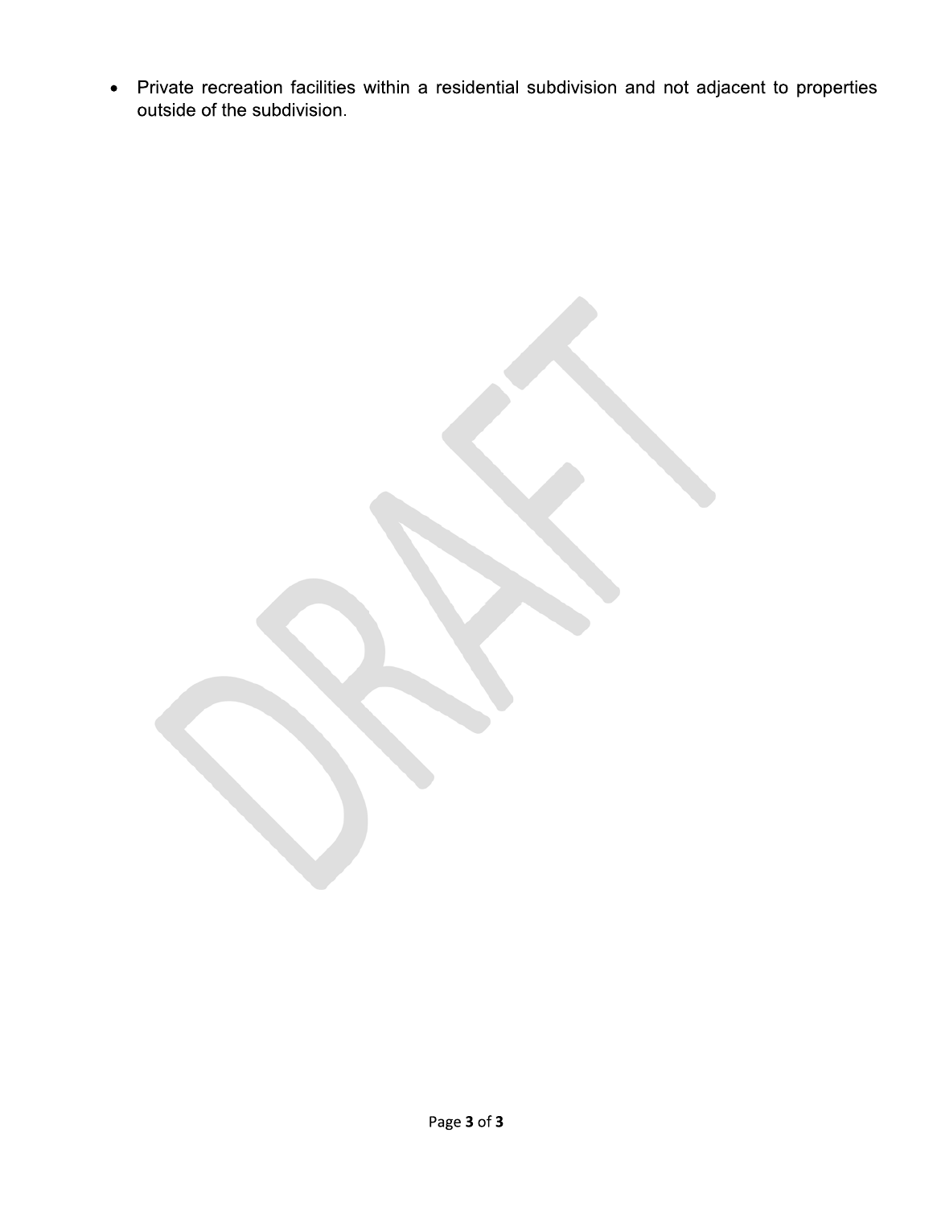- Private recreation facilities within a residential subdivision and not adjacent to properties outside of the subdivision.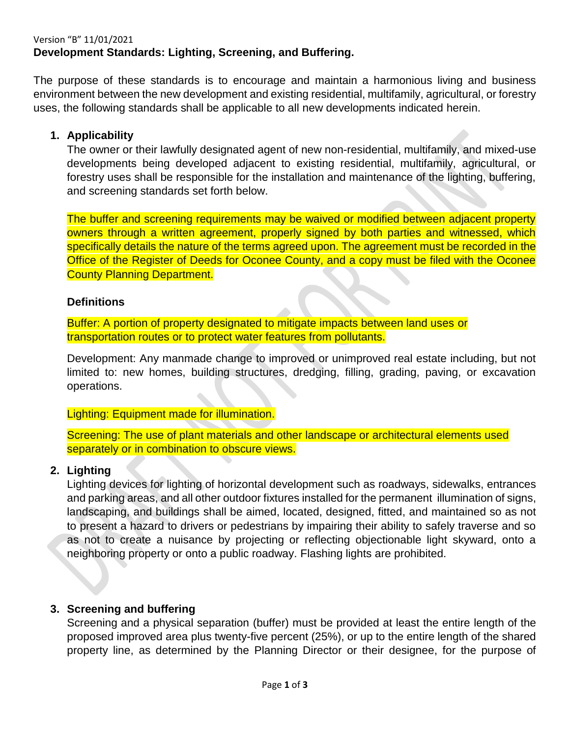Version "B" 11/01/2021

**Development Standards: Lighting, Screening, and Buffering.**

The purpose of these standards is to encourage and maintain a harmonious living and business environment between the new development and existing residential, multifamily, agricultural, or forestry uses, the following standards shall be applicable to all new developments indicated herein.

1. **Applicability**

   The owner or their lawfully designated agent of new non-residential, multifamily, and mixed-use developments being developed adjacent to existing residential, multifamily, agricultural, or forestry uses shall be responsible for the installation and maintenance of the lighting, buffering, and screening standards set forth below.

   The buffer and screening requirements may be waived or modified between adjacent property owners through a written agreement, properly signed by both parties and witnessed, which specifically details the nature of the terms agreed upon. The agreement must be recorded in the Office of the Register of Deeds for Oconee County, and a copy must be filed with the Oconee County Planning Department.

   **Definitions**

   Buffer: A portion of property designated to mitigate impacts between land uses or transportation routes or to protect water features from pollutants.

   Development: Any manmade change to improved or unimproved real estate including, but not limited to: new homes, building structures, dredging, filling, grading, paving, or excavation operations.

   Lighting: Equipment made for illumination.

   Screening: The use of plant materials and other landscape or architectural elements used separately or in combination to obscure views.

2. **Lighting**

   Lighting devices for lighting of horizontal development such as roadways, sidewalks, entrances and parking areas, and all other outdoor fixtures installed for the permanent illumination of signs, landscaping, and buildings shall be aimed, located, designed, fitted, and maintained so as not to present a hazard to drivers or pedestrians by impairing their ability to safely traverse and so as not to create a nuisance by projecting or reflecting objectionable light skyward, onto a neighboring property or onto a public roadway. Flashing lights are prohibited.

3. **Screening and buffering**

   Screening and a physical separation (buffer) must be provided at least the entire length of the proposed improved area plus twenty-five percent (25%), or up to the entire length of the shared property line, as determined by the Planning Director or their designee, for the purpose of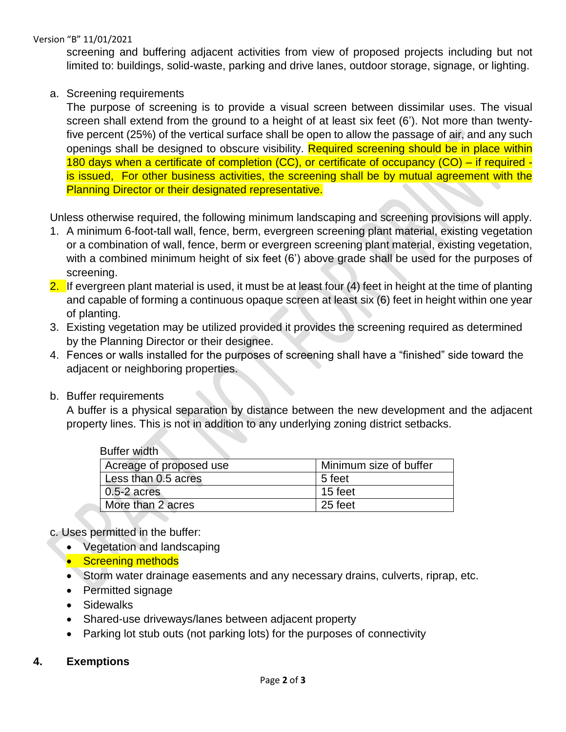screening and buffering adjacent activities from view of proposed projects including but not limited to: buildings, solid-waste, parking and drive lanes, outdoor storage, signage, or lighting.

a. Screening requirements

The purpose of screening is to provide a visual screen between dissimilar uses. The visual screen shall extend from the ground to a height of at least six feet (6'). Not more than twenty-five percent (25%) of the vertical surface shall be open to allow the passage of air, and any such openings shall be designed to obscure visibility. Required screening should be in place within 180 days when a certificate of completion (CC), or certificate of occupancy (CO) – if required - is issued, For other business activities, the screening shall be by mutual agreement with the Planning Director or their designated representative.

Unless otherwise required, the following minimum landscaping and screening provisions will apply.

1. A minimum 6-foot-tall wall, fence, berm, evergreen screening plant material, existing vegetation or a combination of wall, fence, berm or evergreen screening plant material, existing vegetation, with a combined minimum height of six feet (6') above grade shall be used for the purposes of screening.
2. If evergreen plant material is used, it must be at least four (4) feet in height at the time of planting and capable of forming a continuous opaque screen at least six (6) feet in height within one year of planting.
3. Existing vegetation may be utilized provided it provides the screening required as determined by the Planning Director or their designee.
4. Fences or walls installed for the purposes of screening shall have a "finished" side toward the adjacent or neighboring properties.

b. Buffer requirements

A buffer is a physical separation by distance between the new development and the adjacent property lines. This is not in addition to any underlying zoning district setbacks.

Buffer width

| Acreage of proposed use | Minimum size of buffer |
|---|---|
| Less than 0.5 acres | 5 feet |
| 0.5-2 acres | 15 feet |
| More than 2 acres | 25 feet |

c. Uses permitted in the buffer:

- Vegetation and landscaping
- Screening methods
- Storm water drainage easements and any necessary drains, culverts, riprap, etc.
- Permitted signage
- Sidewalks
- Shared-use driveways/lanes between adjacent property
- Parking lot stub outs (not parking lots) for the purposes of connectivity

## 4. Exemptions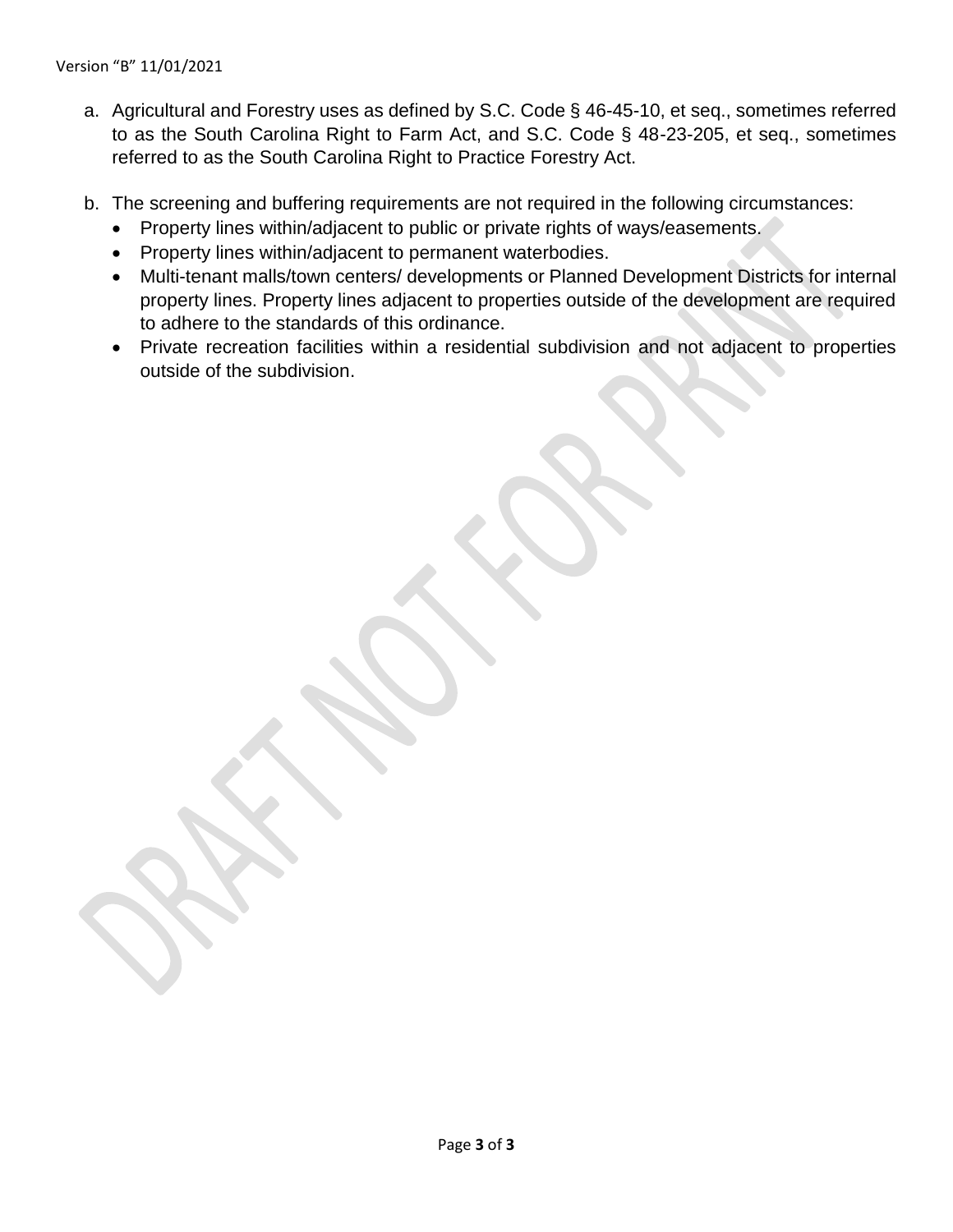a. Agricultural and Forestry uses as defined by S.C. Code § 46-45-10, et seq., sometimes referred to as the South Carolina Right to Farm Act, and S.C. Code § 48-23-205, et seq., sometimes referred to as the South Carolina Right to Practice Forestry Act.

b. The screening and buffering requirements are not required in the following circumstances:
   - Property lines within/adjacent to public or private rights of ways/easements.
   - Property lines within/adjacent to permanent waterbodies.
   - Multi-tenant malls/town centers/ developments or Planned Development Districts for internal property lines. Property lines adjacent to properties outside of the development are required to adhere to the standards of this ordinance.
   - Private recreation facilities within a residential subdivision and not adjacent to properties outside of the subdivision.